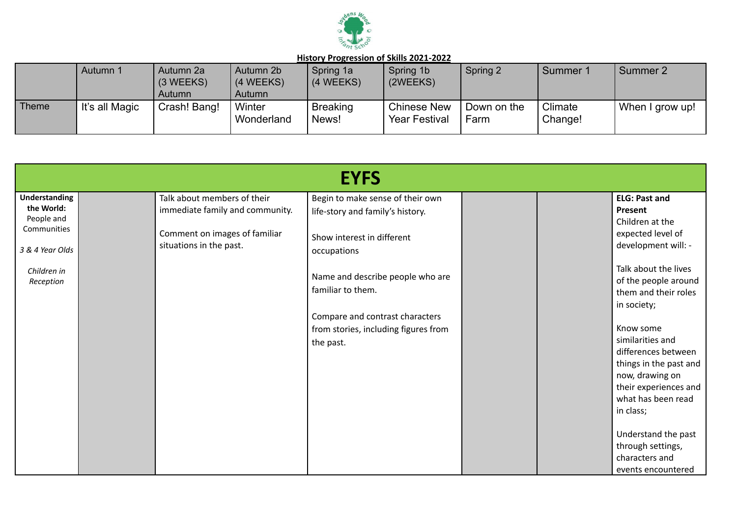**History Progression of Skills 2021-2022**

| | Autumn 1 | Autumn 2a (3 WEEKS) Autumn | Autumn 2b (4 WEEKS) Autumn | Spring 1a (4 WEEKS) | Spring 1b (2WEEKS) | Spring 2 | Summer 1 | Summer 2 |
|---|---|---|---|---|---|---|---|---|
| Theme | It's all Magic | Crash! Bang! | Winter Wonderland | Breaking News! | Chinese New Year Festival | Down on the Farm | Climate Change! | When I grow up! |

# EYFS

| | | | | | | |
|---|---|---|---|---|---|---|
| **Understanding the World:** People and Communities<br><br>*3 & 4 Year Olds*<br><br>*Children in Reception* | | Talk about members of their immediate family and community.<br><br>Comment on images of familiar situations in the past. | Begin to make sense of their own life-story and family's history.<br><br>Show interest in different occupations<br><br>Name and describe people who are familiar to them.<br><br>Compare and contrast characters from stories, including figures from the past. | | | **ELG: Past and Present**<br>Children at the expected level of development will: -<br><br>Talk about the lives of the people around them and their roles in society;<br><br>Know some similarities and differences between things in the past and now, drawing on their experiences and what has been read in class;<br><br>Understand the past through settings, characters and events encountered |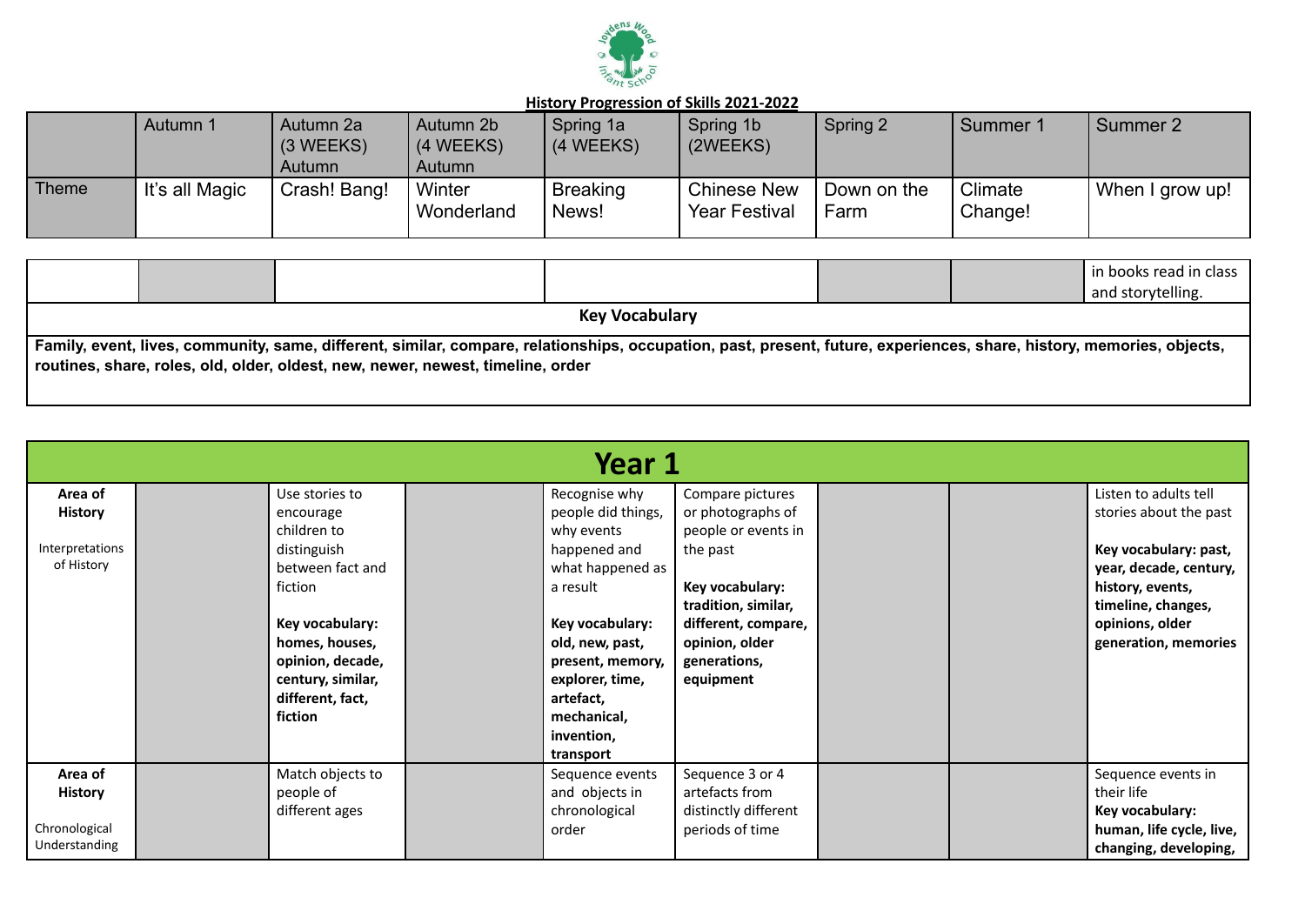**History Progression of Skills 2021-2022**

| | Autumn 1 | Autumn 2a (3 WEEKS) Autumn | Autumn 2b (4 WEEKS) Autumn | Spring 1a (4 WEEKS) | Spring 1b (2WEEKS) | Spring 2 | Summer 1 | Summer 2 |
|---|---|---|---|---|---|---|---|---|
| Theme | It's all Magic | Crash! Bang! | Winter Wonderland | Breaking News! | Chinese New Year Festival | Down on the Farm | Climate Change! | When I grow up! |

| | | | | | | |
|---|---|---|---|---|---|---|
| | | | | | | in books read in class and storytelling. |

**Key Vocabulary**

**Family, event, lives, community, same, different, similar, compare, relationships, occupation, past, present, future, experiences, share, history, memories, objects, routines, share, roles, old, older, oldest, new, newer, newest, timeline, order**

## Year 1

| | Autumn 1 | Autumn 2a | Autumn 2b | Spring 1a | Spring 1b | Spring 2 | Summer 1 | Summer 2 |
|---|---|---|---|---|---|---|---|---|
| **Area of History** Interpretations of History | | Use stories to encourage children to distinguish between fact and fiction **Key vocabulary: homes, houses, opinion, decade, century, similar, different, fact, fiction** | | Recognise why people did things, why events happened and what happened as a result **Key vocabulary: old, new, past, present, memory, explorer, time, artefact, mechanical, invention, transport** | Compare pictures or photographs of people or events in the past **Key vocabulary: tradition, similar, different, compare, opinion, older generations, equipment** | | | Listen to adults tell stories about the past **Key vocabulary: past, year, decade, century, history, events, timeline, changes, opinions, older generation, memories** |
| **Area of History** Chronological Understanding | | Match objects to people of different ages | | Sequence events and objects in chronological order | Sequence 3 or 4 artefacts from distinctly different periods of time | | | Sequence events in their life **Key vocabulary: human, life cycle, live, changing, developing,** |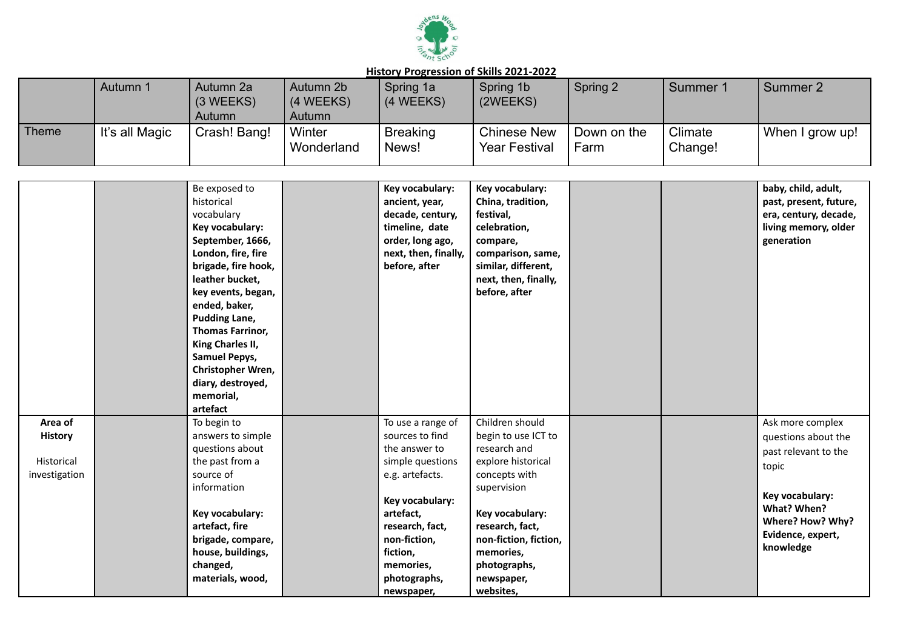**History Progression of Skills 2021-2022**

| | Autumn 1 | Autumn 2a (3 WEEKS) Autumn | Autumn 2b (4 WEEKS) Autumn | Spring 1a (4 WEEKS) | Spring 1b (2WEEKS) | Spring 2 | Summer 1 | Summer 2 |
|---|---|---|---|---|---|---|---|---|
| Theme | It's all Magic | Crash! Bang! | Winter Wonderland | Breaking News! | Chinese New Year Festival | Down on the Farm | Climate Change! | When I grow up! |

| | | | | | | | | |
|---|---|---|---|---|---|---|---|---|
| | | Be exposed to historical vocabulary **Key vocabulary: September, 1666, London, fire, fire brigade, fire hook, leather bucket, key events, began, ended, baker, Pudding Lane, Thomas Farrinor, King Charles II, Samuel Pepys, Christopher Wren, diary, destroyed, memorial, artefact** | | **Key vocabulary: ancient, year, decade, century, timeline, date order, long ago, next, then, finally, before, after** | **Key vocabulary: China, tradition, festival, celebration, compare, comparison, same, similar, different, next, then, finally, before, after** | | | **baby, child, adult, past, present, future, era, century, decade, living memory, older generation** |
| **Area of History** Historical investigation | | To begin to answers to simple questions about the past from a source of information **Key vocabulary: artefact, fire brigade, compare, house, buildings, changed, materials, wood,** | | To use a range of sources to find the answer to simple questions e.g. artefacts. **Key vocabulary: artefact, research, fact, non-fiction, fiction, memories, photographs, newspaper,** | Children should begin to use ICT to research and explore historical concepts with supervision **Key vocabulary: research, fact, non-fiction, fiction, memories, photographs, newspaper, websites,** | | | Ask more complex questions about the past relevant to the topic **Key vocabulary: What? When? Where? How? Why? Evidence, expert, knowledge** |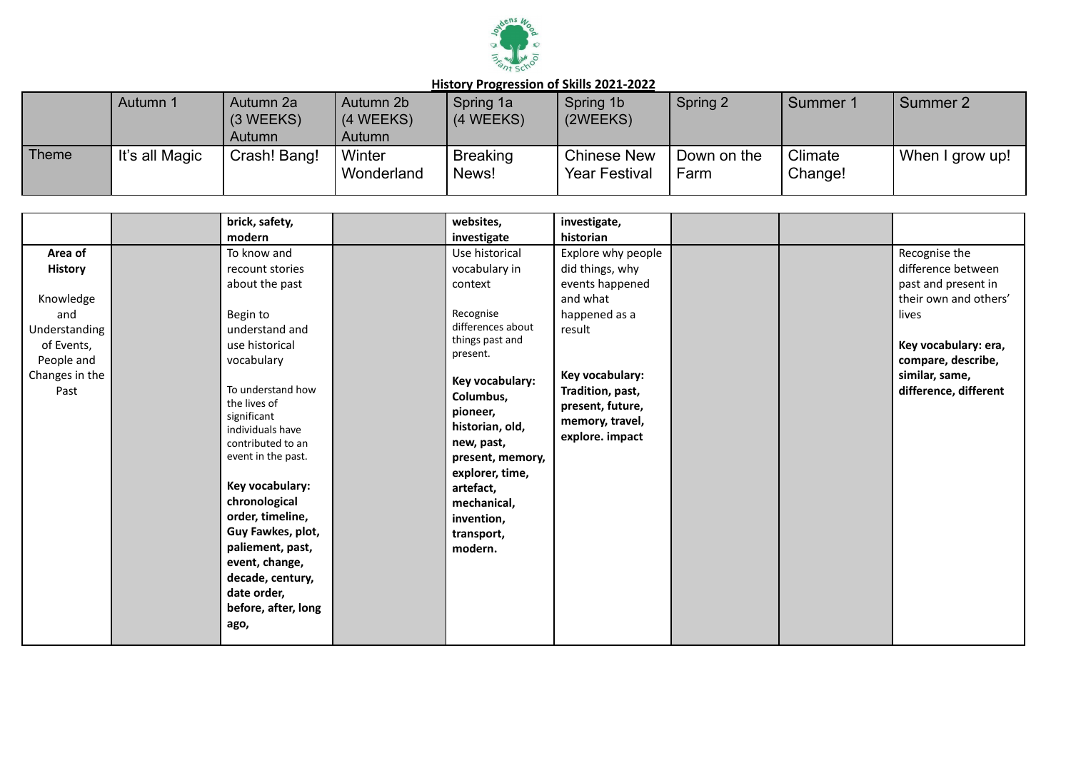**History Progression of Skills 2021-2022**

| | Autumn 1 | Autumn 2a (3 WEEKS) Autumn | Autumn 2b (4 WEEKS) Autumn | Spring 1a (4 WEEKS) | Spring 1b (2WEEKS) | Spring 2 | Summer 1 | Summer 2 |
|---|---|---|---|---|---|---|---|---|
| Theme | It's all Magic | Crash! Bang! | Winter Wonderland | Breaking News! | Chinese New Year Festival | Down on the Farm | Climate Change! | When I grow up! |

| | | | | | | | | |
|---|---|---|---|---|---|---|---|---|
| | | **brick, safety, modern** | | **websites, investigate** | **investigate, historian** | | | |
| **Area of History**<br><br>Knowledge and Understanding of Events, People and Changes in the Past | | To know and recount stories about the past<br><br>Begin to understand and use historical vocabulary<br><br>To understand how the lives of significant individuals have contributed to an event in the past.<br><br>**Key vocabulary: chronological order, timeline, Guy Fawkes, plot, paliement, past, event, change, decade, century, date order, before, after, long ago,** | | Use historical vocabulary in context<br><br>Recognise differences about things past and present.<br><br>**Key vocabulary: Columbus, pioneer, historian, old, new, past, present, memory, explorer, time, artefact, mechanical, invention, transport, modern.** | Explore why people did things, why events happened and what happened as a result<br><br>**Key vocabulary: Tradition, past, present, future, memory, travel, explore. impact** | | | Recognise the difference between past and present in their own and others' lives<br><br>**Key vocabulary: era, compare, describe, similar, same, difference, different** |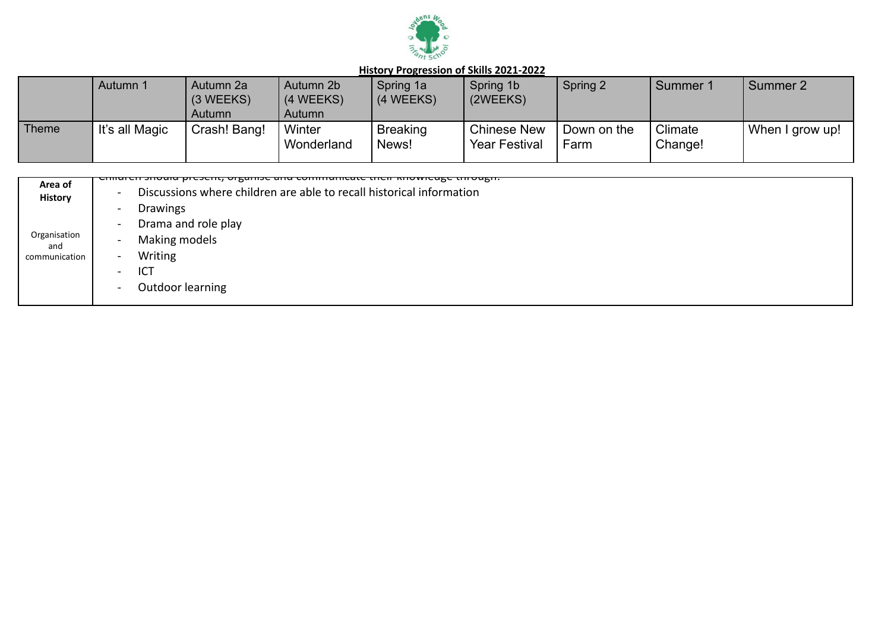**History Progression of Skills 2021-2022**

| | Autumn 1 | Autumn 2a (3 WEEKS) Autumn | Autumn 2b (4 WEEKS) Autumn | Spring 1a (4 WEEKS) | Spring 1b (2WEEKS) | Spring 2 | Summer 1 | Summer 2 |
|---|---|---|---|---|---|---|---|---|
| Theme | It's all Magic | Crash! Bang! | Winter Wonderland | Breaking News! | Chinese New Year Festival | Down on the Farm | Climate Change! | When I grow up! |

| **Area of History** | |
|---|---|
| Organisation and communication | Children should present, organise and communicate their knowledge through:<br>- Discussions where children are able to recall historical information<br>- Drawings<br>- Drama and role play<br>- Making models<br>- Writing<br>- ICT<br>- Outdoor learning |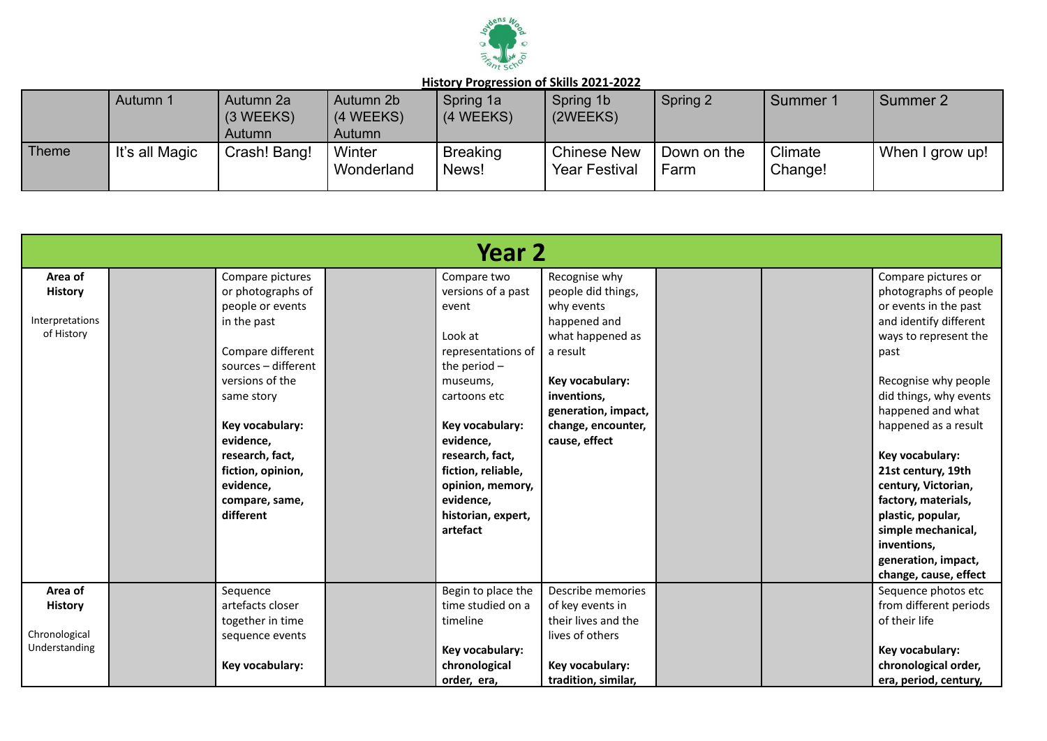**History Progression of Skills 2021-2022**

| | Autumn 1 | Autumn 2a (3 WEEKS) Autumn | Autumn 2b (4 WEEKS) Autumn | Spring 1a (4 WEEKS) | Spring 1b (2WEEKS) | Spring 2 | Summer 1 | Summer 2 |
|---|---|---|---|---|---|---|---|---|
| Theme | It's all Magic | Crash! Bang! | Winter Wonderland | Breaking News! | Chinese New Year Festival | Down on the Farm | Climate Change! | When I grow up! |

## Year 2

| | | | | | | | | |
|---|---|---|---|---|---|---|---|---|
| **Area of History** Interpretations of History | | Compare pictures or photographs of people or events in the past<br><br>Compare different sources – different versions of the same story<br><br>**Key vocabulary: evidence, research, fact, fiction, opinion, evidence, compare, same, different** | | Compare two versions of a past event<br><br>Look at representations of the period – museums, cartoons etc<br><br>**Key vocabulary: evidence, research, fact, fiction, reliable, opinion, memory, evidence, historian, expert, artefact** | Recognise why people did things, why events happened and what happened as a result<br><br>**Key vocabulary: inventions, generation, impact, change, encounter, cause, effect** | | | Compare pictures or photographs of people or events in the past and identify different ways to represent the past<br><br>Recognise why people did things, why events happened and what happened as a result<br><br>**Key vocabulary: 21st century, 19th century, Victorian, factory, materials, plastic, popular, simple mechanical, inventions, generation, impact, change, cause, effect** |
| **Area of History** Chronological Understanding | | Sequence artefacts closer together in time sequence events<br><br>**Key vocabulary:** | | Begin to place the time studied on a timeline<br><br>**Key vocabulary: chronological order, era,** | Describe memories of key events in their lives and the lives of others<br><br>**Key vocabulary: tradition, similar,** | | | Sequence photos etc from different periods of their life<br><br>**Key vocabulary: chronological order, era, period, century,** |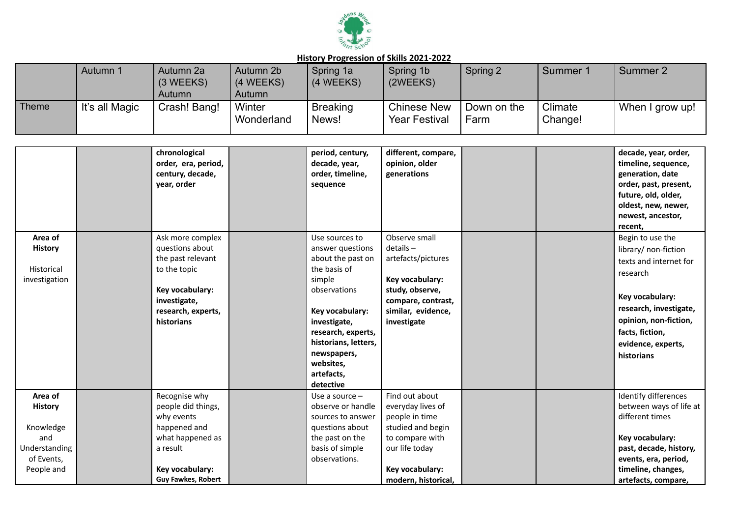**History Progression of Skills 2021-2022**

| | Autumn 1 | Autumn 2a (3 WEEKS) Autumn | Autumn 2b (4 WEEKS) Autumn | Spring 1a (4 WEEKS) | Spring 1b (2WEEKS) | Spring 2 | Summer 1 | Summer 2 |
|---|---|---|---|---|---|---|---|---|
| Theme | It's all Magic | Crash! Bang! | Winter Wonderland | Breaking News! | Chinese New Year Festival | Down on the Farm | Climate Change! | When I grow up! |

| | | | | | | | | |
|---|---|---|---|---|---|---|---|---|
| | | **chronological order, era, period, century, decade, year, order** | | **period, century, decade, year, order, timeline, sequence** | **different, compare, opinion, older generations** | | | **decade, year, order, timeline, sequence, generation, date order, past, present, future, old, older, oldest, new, newer, newest, ancestor, recent,** |
| **Area of History** Historical investigation | | Ask more complex questions about the past relevant to the topic **Key vocabulary: investigate, research, experts, historians** | | Use sources to answer questions about the past on the basis of simple observations **Key vocabulary: investigate, research, experts, historians, letters, newspapers, websites, artefacts, detective** | Observe small details – artefacts/pictures **Key vocabulary: study, observe, compare, contrast, similar, evidence, investigate** | | | Begin to use the library/ non-fiction texts and internet for research **Key vocabulary: research, investigate, opinion, non-fiction, facts, fiction, evidence, experts, historians** |
| **Area of History** Knowledge and Understanding of Events, People and | | Recognise why people did things, why events happened and what happened as a result **Key vocabulary: Guy Fawkes, Robert** | | Use a source – observe or handle sources to answer questions about the past on the basis of simple observations. | Find out about everyday lives of people in time studied and begin to compare with our life today **Key vocabulary: modern, historical,** | | | Identify differences between ways of life at different times **Key vocabulary: past, decade, history, events, era, period, timeline, changes, artefacts, compare,** |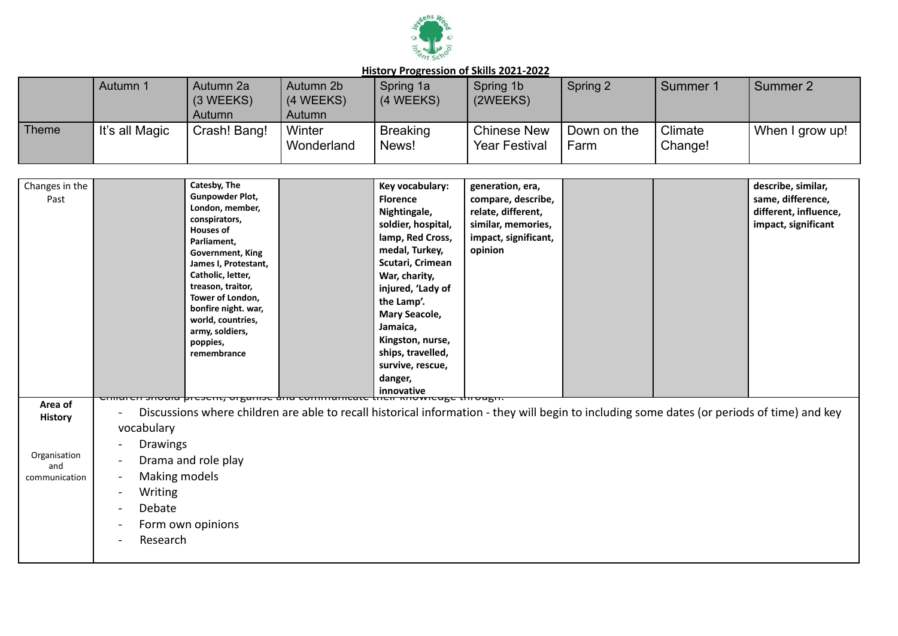**History Progression of Skills 2021-2022**

| | Autumn 1 | Autumn 2a (3 WEEKS) Autumn | Autumn 2b (4 WEEKS) Autumn | Spring 1a (4 WEEKS) | Spring 1b (2WEEKS) | Spring 2 | Summer 1 | Summer 2 |
|---|---|---|---|---|---|---|---|---|
| Theme | It's all Magic | Crash! Bang! | Winter Wonderland | Breaking News! | Chinese New Year Festival | Down on the Farm | Climate Change! | When I grow up! |
| Changes in the Past | | **Catesby, The Gunpowder Plot, London, member, conspirators, Houses of Parliament, Government, King James I, Protestant, Catholic, letter, treason, traitor, Tower of London, bonfire night. war, world, countries, army, soldiers, poppies, remembrance** | | **Key vocabulary: Florence Nightingale, soldier, hospital, lamp, Red Cross, medal, Turkey, Scutari, Crimean War, charity, injured, 'Lady of the Lamp'. Mary Seacole, Jamaica, Kingston, nurse, ships, travelled, survive, rescue, danger, innovative** | **generation, era, compare, describe, relate, different, similar, memories, impact, significant, opinion** | | | **describe, similar, same, difference, different, influence, impact, significant** |
| **Area of History** Organisation and communication | Children should present, organise and communicate their knowledge through: - Discussions where children are able to recall historical information - they will begin to including some dates (or periods of time) and key vocabulary - Drawings - Drama and role play - Making models - Writing - Debate - Form own opinions - Research | | | | | | | |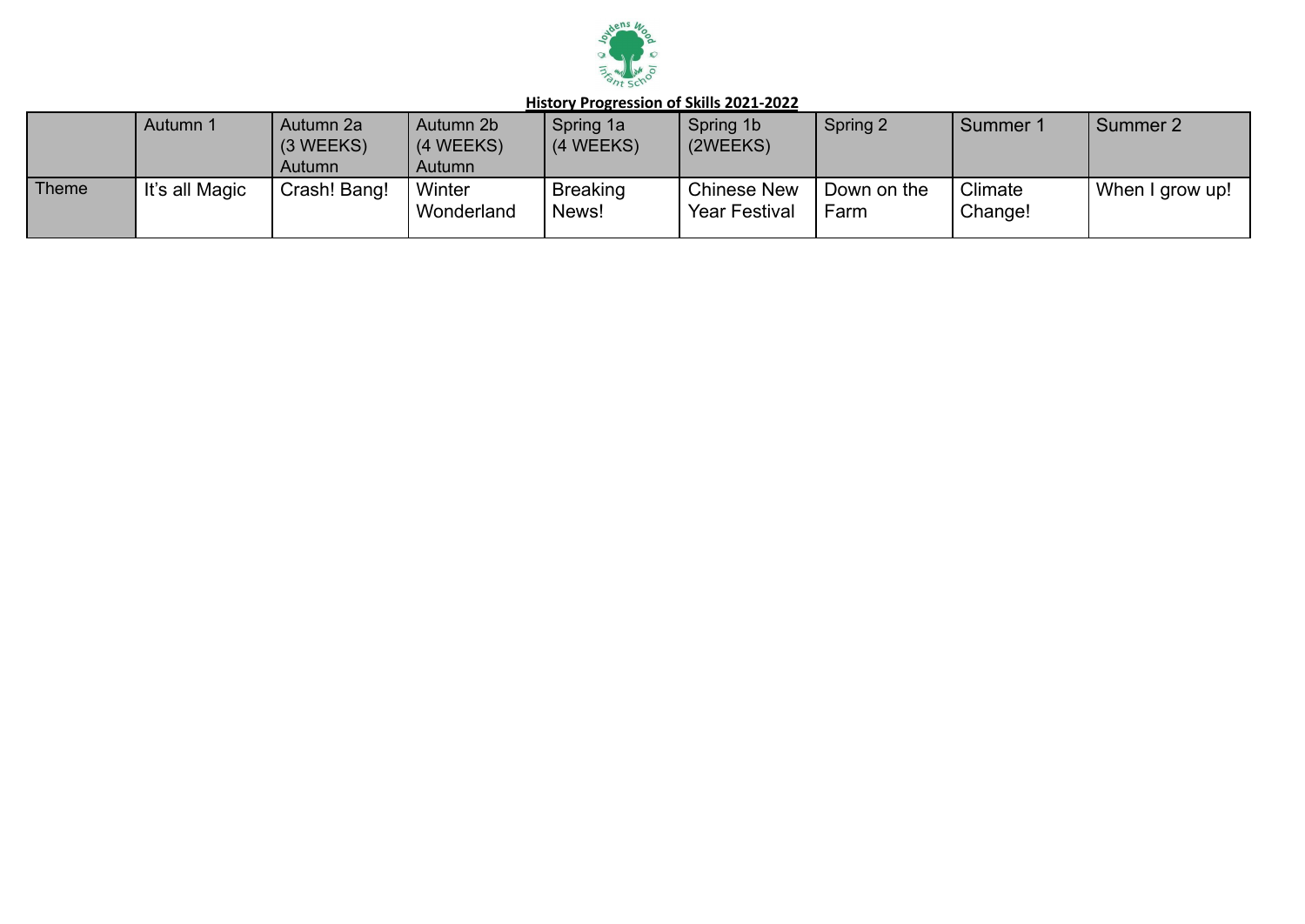**History Progression of Skills 2021-2022**

| | Autumn 1 | Autumn 2a (3 WEEKS) Autumn | Autumn 2b (4 WEEKS) Autumn | Spring 1a (4 WEEKS) | Spring 1b (2WEEKS) | Spring 2 | Summer 1 | Summer 2 |
|---|---|---|---|---|---|---|---|---|
| Theme | It's all Magic | Crash! Bang! | Winter Wonderland | Breaking News! | Chinese New Year Festival | Down on the Farm | Climate Change! | When I grow up! |